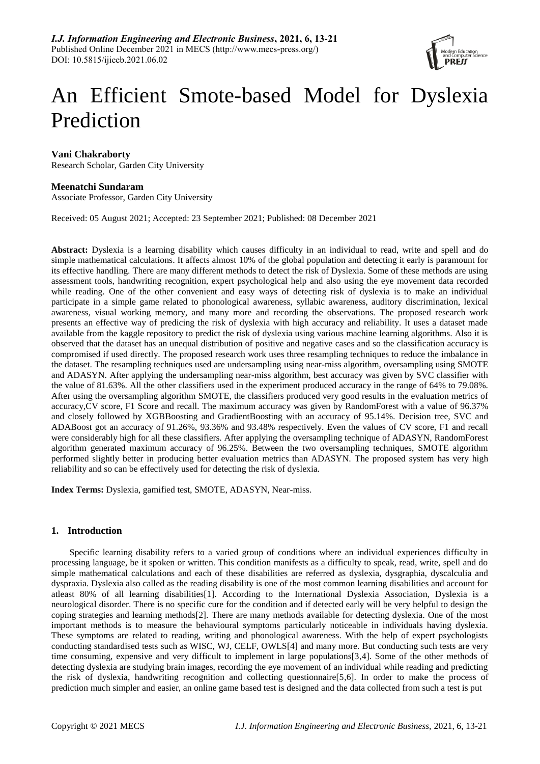# An Efficient Smote-based Model for Dyslexia Prediction

**Vani Chakraborty**
Research Scholar, Garden City University

**Meenatchi Sundaram**
Associate Professor, Garden City University

Received: 05 August 2021; Accepted: 23 September 2021; Published: 08 December 2021

**Abstract:** Dyslexia is a learning disability which causes difficulty in an individual to read, write and spell and do simple mathematical calculations. It affects almost 10% of the global population and detecting it early is paramount for its effective handling. There are many different methods to detect the risk of Dyslexia. Some of these methods are using assessment tools, handwriting recognition, expert psychological help and also using the eye movement data recorded while reading. One of the other convenient and easy ways of detecting risk of dyslexia is to make an individual participate in a simple game related to phonological awareness, syllabic awareness, auditory discrimination, lexical awareness, visual working memory, and many more and recording the observations. The proposed research work presents an effective way of predicing the risk of dyslexia with high accuracy and reliability. It uses a dataset made available from the kaggle repository to predict the risk of dyslexia using various machine learning algorithms. Also it is observed that the dataset has an unequal distribution of positive and negative cases and so the classification accuracy is compromised if used directly. The proposed research work uses three resampling techniques to reduce the imbalance in the dataset. The resampling techniques used are undersampling using near-miss algorithm, oversampling using SMOTE and ADASYN. After applying the undersampling near-miss algorithm, best accuracy was given by SVC classifier with the value of 81.63%. All the other classifiers used in the experiment produced accuracy in the range of 64% to 79.08%. After using the oversampling algorithm SMOTE, the classifiers produced very good results in the evaluation metrics of accuracy,CV score, F1 Score and recall. The maximum accuracy was given by RandomForest with a value of 96.37% and closely followed by XGBBoosting and GradientBoosting with an accuracy of 95.14%. Decision tree, SVC and ADABoost got an accuracy of 91.26%, 93.36% and 93.48% respectively. Even the values of CV score, F1 and recall were considerably high for all these classifiers. After applying the oversampling technique of ADASYN, RandomForest algorithm generated maximum accuracy of 96.25%. Between the two oversampling techniques, SMOTE algorithm performed slightly better in producing better evaluation metrics than ADASYN. The proposed system has very high reliability and so can be effectively used for detecting the risk of dyslexia.

**Index Terms:** Dyslexia, gamified test, SMOTE, ADASYN, Near-miss.

## 1. Introduction

Specific learning disability refers to a varied group of conditions where an individual experiences difficulty in processing language, be it spoken or written. This condition manifests as a difficulty to speak, read, write, spell and do simple mathematical calculations and each of these disabilities are referred as dyslexia, dysgraphia, dyscalculia and dyspraxia. Dyslexia also called as the reading disability is one of the most common learning disabilities and account for atleast 80% of all learning disabilities[1]. According to the International Dyslexia Association, Dyslexia is a neurological disorder. There is no specific cure for the condition and if detected early will be very helpful to design the coping strategies and learning methods[2]. There are many methods available for detecting dyslexia. One of the most important methods is to measure the behavioural symptoms particularly noticeable in individuals having dyslexia. These symptoms are related to reading, writing and phonological awareness. With the help of expert psychologists conducting standardised tests such as WISC, WJ, CELF, OWLS[4] and many more. But conducting such tests are very time consuming, expensive and very difficult to implement in large populations[3,4]. Some of the other methods of detecting dyslexia are studying brain images, recording the eye movement of an individual while reading and predicting the risk of dyslexia, handwriting recognition and collecting questionnaire[5,6]. In order to make the process of prediction much simpler and easier, an online game based test is designed and the data collected from such a test is put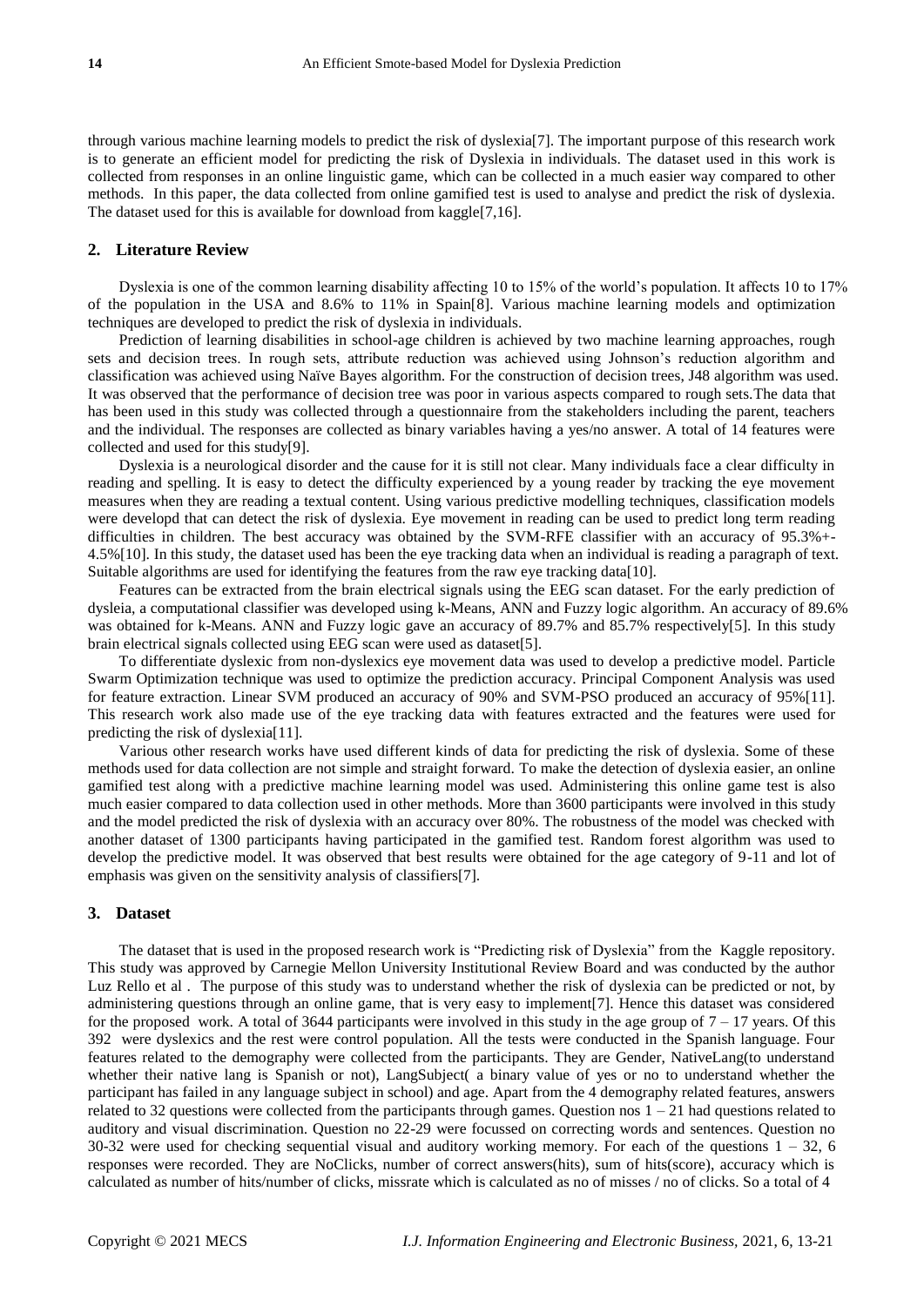through various machine learning models to predict the risk of dyslexia[7]. The important purpose of this research work is to generate an efficient model for predicting the risk of Dyslexia in individuals. The dataset used in this work is collected from responses in an online linguistic game, which can be collected in a much easier way compared to other methods. In this paper, the data collected from online gamified test is used to analyse and predict the risk of dyslexia. The dataset used for this is available for download from kaggle[7,16].

## 2. Literature Review

Dyslexia is one of the common learning disability affecting 10 to 15% of the world's population. It affects 10 to 17% of the population in the USA and 8.6% to 11% in Spain[8]. Various machine learning models and optimization techniques are developed to predict the risk of dyslexia in individuals.

Prediction of learning disabilities in school-age children is achieved by two machine learning approaches, rough sets and decision trees. In rough sets, attribute reduction was achieved using Johnson's reduction algorithm and classification was achieved using Naïve Bayes algorithm. For the construction of decision trees, J48 algorithm was used. It was observed that the performance of decision tree was poor in various aspects compared to rough sets.The data that has been used in this study was collected through a questionnaire from the stakeholders including the parent, teachers and the individual. The responses are collected as binary variables having a yes/no answer. A total of 14 features were collected and used for this study[9].

Dyslexia is a neurological disorder and the cause for it is still not clear. Many individuals face a clear difficulty in reading and spelling. It is easy to detect the difficulty experienced by a young reader by tracking the eye movement measures when they are reading a textual content. Using various predictive modelling techniques, classification models were developd that can detect the risk of dyslexia. Eye movement in reading can be used to predict long term reading difficulties in children. The best accuracy was obtained by the SVM-RFE classifier with an accuracy of 95.3%+-4.5%[10]. In this study, the dataset used has been the eye tracking data when an individual is reading a paragraph of text. Suitable algorithms are used for identifying the features from the raw eye tracking data[10].

Features can be extracted from the brain electrical signals using the EEG scan dataset. For the early prediction of dysleia, a computational classifier was developed using k-Means, ANN and Fuzzy logic algorithm. An accuracy of 89.6% was obtained for k-Means. ANN and Fuzzy logic gave an accuracy of 89.7% and 85.7% respectively[5]. In this study brain electrical signals collected using EEG scan were used as dataset[5].

To differentiate dyslexic from non-dyslexics eye movement data was used to develop a predictive model. Particle Swarm Optimization technique was used to optimize the prediction accuracy. Principal Component Analysis was used for feature extraction. Linear SVM produced an accuracy of 90% and SVM-PSO produced an accuracy of 95%[11]. This research work also made use of the eye tracking data with features extracted and the features were used for predicting the risk of dyslexia[11].

Various other research works have used different kinds of data for predicting the risk of dyslexia. Some of these methods used for data collection are not simple and straight forward. To make the detection of dyslexia easier, an online gamified test along with a predictive machine learning model was used. Administering this online game test is also much easier compared to data collection used in other methods. More than 3600 participants were involved in this study and the model predicted the risk of dyslexia with an accuracy over 80%. The robustness of the model was checked with another dataset of 1300 participants having participated in the gamified test. Random forest algorithm was used to develop the predictive model. It was observed that best results were obtained for the age category of 9-11 and lot of emphasis was given on the sensitivity analysis of classifiers[7].

## 3. Dataset

The dataset that is used in the proposed research work is "Predicting risk of Dyslexia" from the Kaggle repository. This study was approved by Carnegie Mellon University Institutional Review Board and was conducted by the author Luz Rello et al . The purpose of this study was to understand whether the risk of dyslexia can be predicted or not, by administering questions through an online game, that is very easy to implement[7]. Hence this dataset was considered for the proposed work. A total of 3644 participants were involved in this study in the age group of 7 – 17 years. Of this 392 were dyslexics and the rest were control population. All the tests were conducted in the Spanish language. Four features related to the demography were collected from the participants. They are Gender, NativeLang(to understand whether their native lang is Spanish or not), LangSubject( a binary value of yes or no to understand whether the participant has failed in any language subject in school) and age. Apart from the 4 demography related features, answers related to 32 questions were collected from the participants through games. Question nos 1 – 21 had questions related to auditory and visual discrimination. Question no 22-29 were focussed on correcting words and sentences. Question no 30-32 were used for checking sequential visual and auditory working memory. For each of the questions 1 – 32, 6 responses were recorded. They are NoClicks, number of correct answers(hits), sum of hits(score), accuracy which is calculated as number of hits/number of clicks, missrate which is calculated as no of misses / no of clicks. So a total of 4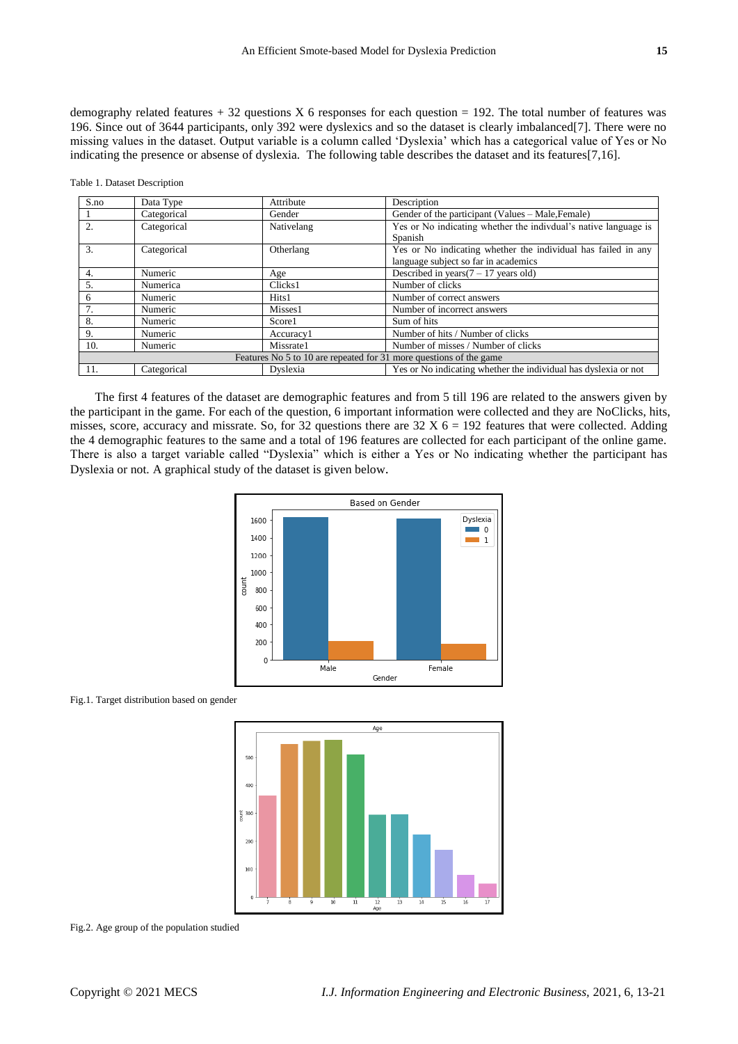demography related features + 32 questions X 6 responses for each question = 192. The total number of features was 196. Since out of 3644 participants, only 392 were dyslexics and so the dataset is clearly imbalanced[7]. There were no missing values in the dataset. Output variable is a column called 'Dyslexia' which has a categorical value of Yes or No indicating the presence or absense of dyslexia. The following table describes the dataset and its features[7,16].

Table 1. Dataset Description

| S.no | Data Type | Attribute | Description |
|---|---|---|---|
| 1 | Categorical | Gender | Gender of the participant (Values – Male,Female) |
| 2. | Categorical | Nativelang | Yes or No indicating whether the indivdual's native language is Spanish |
| 3. | Categorical | Otherlang | Yes or No indicating whether the individual has failed in any language subject so far in academics |
| 4. | Numeric | Age | Described in years(7 – 17 years old) |
| 5. | Numerica | Clicks1 | Number of clicks |
| 6 | Numeric | Hits1 | Number of correct answers |
| 7. | Numeric | Misses1 | Number of incorrect answers |
| 8. | Numeric | Score1 | Sum of hits |
| 9. | Numeric | Accuracy1 | Number of hits / Number of clicks |
| 10. | Numeric | Missrate1 | Number of misses / Number of clicks |
| Features No 5 to 10 are repeated for 31 more questions of the game | | | |
| 11. | Categorical | Dyslexia | Yes or No indicating whether the individual has dyslexia or not |

The first 4 features of the dataset are demographic features and from 5 till 196 are related to the answers given by the participant in the game. For each of the question, 6 important information were collected and they are NoClicks, hits, misses, score, accuracy and missrate. So, for 32 questions there are 32 X 6 = 192 features that were collected. Adding the 4 demographic features to the same and a total of 196 features are collected for each participant of the online game. There is also a target variable called "Dyslexia" which is either a Yes or No indicating whether the participant has Dyslexia or not. A graphical study of the dataset is given below.

Fig.1. Target distribution based on gender

Fig.2. Age group of the population studied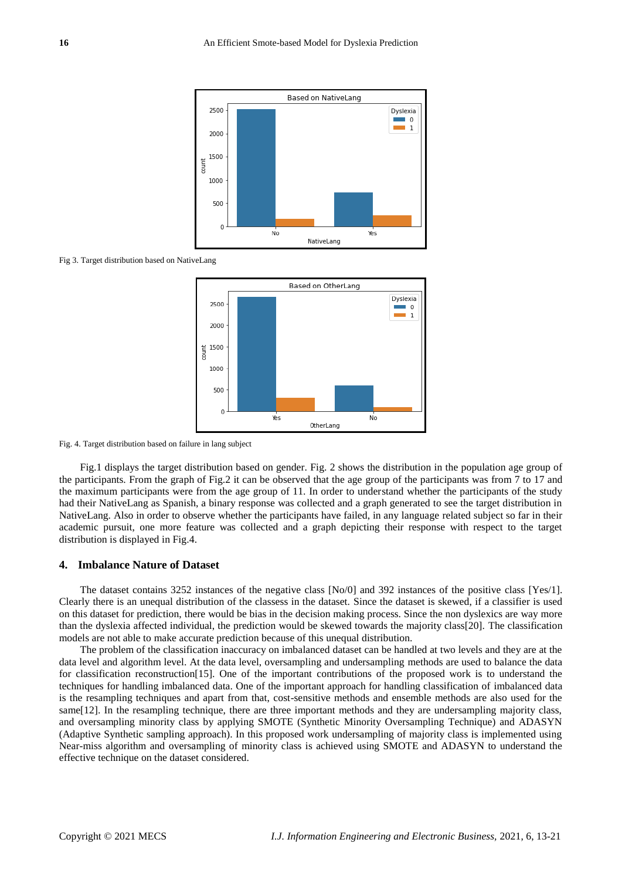Fig 3. Target distribution based on NativeLang

Fig. 4. Target distribution based on failure in lang subject

Fig.1 displays the target distribution based on gender. Fig. 2 shows the distribution in the population age group of the participants. From the graph of Fig.2 it can be observed that the age group of the participants was from 7 to 17 and the maximum participants were from the age group of 11. In order to understand whether the participants of the study had their NativeLang as Spanish, a binary response was collected and a graph generated to see the target distribution in NativeLang. Also in order to observe whether the participants have failed, in any language related subject so far in their academic pursuit, one more feature was collected and a graph depicting their response with respect to the target distribution is displayed in Fig.4.

## 4. Imbalance Nature of Dataset

The dataset contains 3252 instances of the negative class [No/0] and 392 instances of the positive class [Yes/1]. Clearly there is an unequal distribution of the classess in the dataset. Since the dataset is skewed, if a classifier is used on this dataset for prediction, there would be bias in the decision making process. Since the non dyslexics are way more than the dyslexia affected individual, the prediction would be skewed towards the majority class[20]. The classification models are not able to make accurate prediction because of this unequal distribution.

The problem of the classification inaccuracy on imbalanced dataset can be handled at two levels and they are at the data level and algorithm level. At the data level, oversampling and undersampling methods are used to balance the data for classification reconstruction[15]. One of the important contributions of the proposed work is to understand the techniques for handling imbalanced data. One of the important approach for handling classification of imbalanced data is the resampling techniques and apart from that, cost-sensitive methods and ensemble methods are also used for the same[12]. In the resampling technique, there are three important methods and they are undersampling majority class, and oversampling minority class by applying SMOTE (Synthetic Minority Oversampling Technique) and ADASYN (Adaptive Synthetic sampling approach). In this proposed work undersampling of majority class is implemented using Near-miss algorithm and oversampling of minority class is achieved using SMOTE and ADASYN to understand the effective technique on the dataset considered.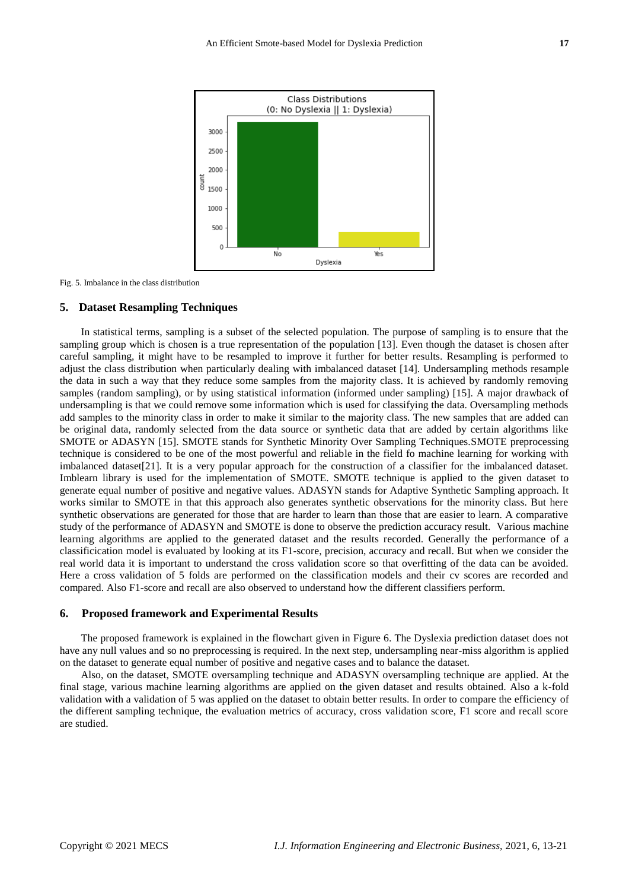Fig. 5. Imbalance in the class distribution

## 5. Dataset Resampling Techniques

In statistical terms, sampling is a subset of the selected population. The purpose of sampling is to ensure that the sampling group which is chosen is a true representation of the population [13]. Even though the dataset is chosen after careful sampling, it might have to be resampled to improve it further for better results. Resampling is performed to adjust the class distribution when particularly dealing with imbalanced dataset [14]. Undersampling methods resample the data in such a way that they reduce some samples from the majority class. It is achieved by randomly removing samples (random sampling), or by using statistical information (informed under sampling) [15]. A major drawback of undersampling is that we could remove some information which is used for classifying the data. Oversampling methods add samples to the minority class in order to make it similar to the majority class. The new samples that are added can be original data, randomly selected from the data source or synthetic data that are added by certain algorithms like SMOTE or ADASYN [15]. SMOTE stands for Synthetic Minority Over Sampling Techniques.SMOTE preprocessing technique is considered to be one of the most powerful and reliable in the field fo machine learning for working with imbalanced dataset[21]. It is a very popular approach for the construction of a classifier for the imbalanced dataset. Imblearn library is used for the implementation of SMOTE. SMOTE technique is applied to the given dataset to generate equal number of positive and negative values. ADASYN stands for Adaptive Synthetic Sampling approach. It works similar to SMOTE in that this approach also generates synthetic observations for the minority class. But here synthetic observations are generated for those that are harder to learn than those that are easier to learn. A comparative study of the performance of ADASYN and SMOTE is done to observe the prediction accuracy result. Various machine learning algorithms are applied to the generated dataset and the results recorded. Generally the performance of a classificication model is evaluated by looking at its F1-score, precision, accuracy and recall. But when we consider the real world data it is important to understand the cross validation score so that overfitting of the data can be avoided. Here a cross validation of 5 folds are performed on the classification models and their cv scores are recorded and compared. Also F1-score and recall are also observed to understand how the different classifiers perform.

## 6. Proposed framework and Experimental Results

The proposed framework is explained in the flowchart given in Figure 6. The Dyslexia prediction dataset does not have any null values and so no preprocessing is required. In the next step, undersampling near-miss algorithm is applied on the dataset to generate equal number of positive and negative cases and to balance the dataset.

Also, on the dataset, SMOTE oversampling technique and ADASYN oversampling technique are applied. At the final stage, various machine learning algorithms are applied on the given dataset and results obtained. Also a k-fold validation with a validation of 5 was applied on the dataset to obtain better results. In order to compare the efficiency of the different sampling technique, the evaluation metrics of accuracy, cross validation score, F1 score and recall score are studied.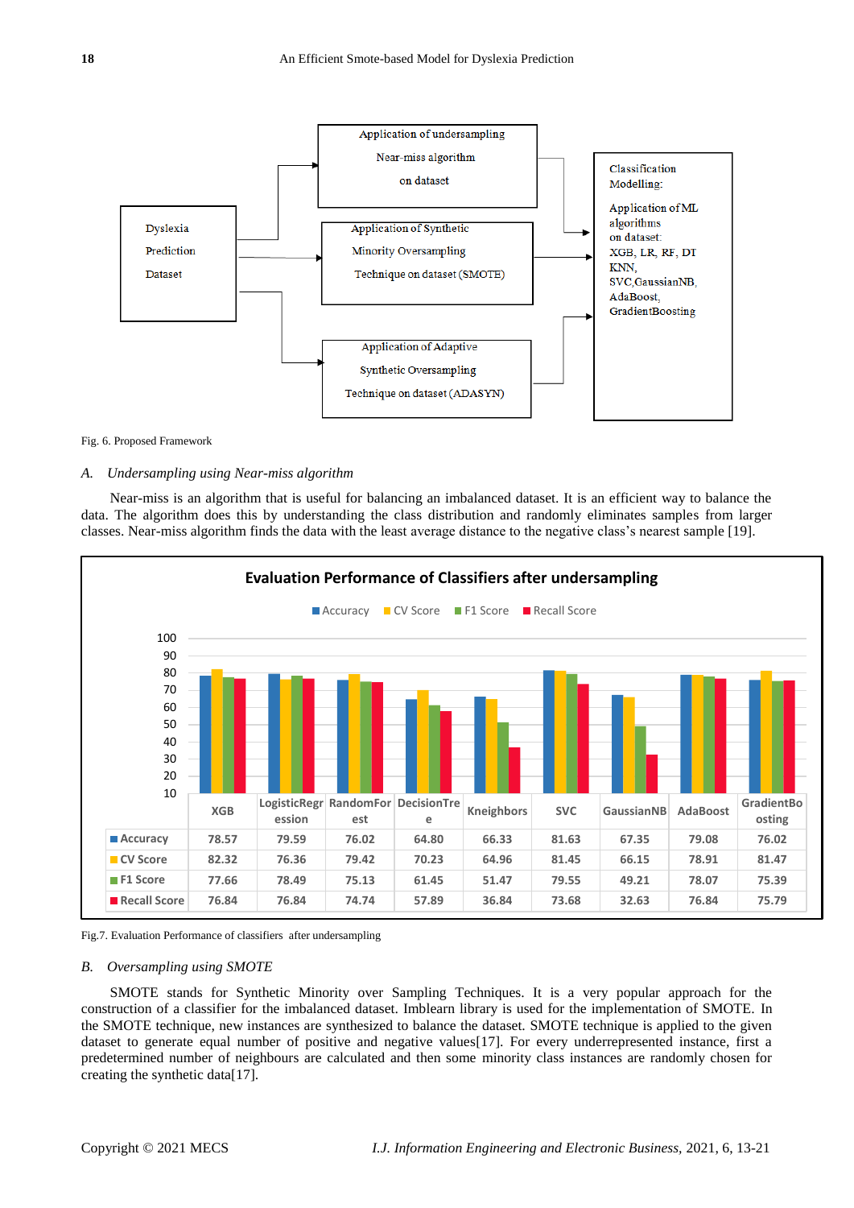Fig. 6. Proposed Framework

### A. *Undersampling using Near-miss algorithm*

Near-miss is an algorithm that is useful for balancing an imbalanced dataset. It is an efficient way to balance the data. The algorithm does this by understanding the class distribution and randomly eliminates samples from larger classes. Near-miss algorithm finds the data with the least average distance to the negative class's nearest sample [19].

**Evaluation Performance of Classifiers after undersampling**

| | XGB | LogisticRegression | RandomForest | DecisionTree | Kneighbors | SVC | GaussianNB | AdaBoost | GradientBoosting |
|---|---|---|---|---|---|---|---|---|---|
| Accuracy | 78.57 | 79.59 | 76.02 | 64.80 | 66.33 | 81.63 | 67.35 | 79.08 | 76.02 |
| CV Score | 82.32 | 76.36 | 79.42 | 70.23 | 64.96 | 81.45 | 66.15 | 78.91 | 81.47 |
| F1 Score | 77.66 | 78.49 | 75.13 | 61.45 | 51.47 | 79.55 | 49.21 | 78.07 | 75.39 |
| Recall Score | 76.84 | 76.84 | 74.74 | 57.89 | 36.84 | 73.68 | 32.63 | 76.84 | 75.79 |

Fig.7. Evaluation Performance of classifiers after undersampling

### B. *Oversampling using SMOTE*

SMOTE stands for Synthetic Minority over Sampling Techniques. It is a very popular approach for the construction of a classifier for the imbalanced dataset. Imblearn library is used for the implementation of SMOTE. In the SMOTE technique, new instances are synthesized to balance the dataset. SMOTE technique is applied to the given dataset to generate equal number of positive and negative values[17]. For every underrepresented instance, first a predetermined number of neighbours are calculated and then some minority class instances are randomly chosen for creating the synthetic data[17].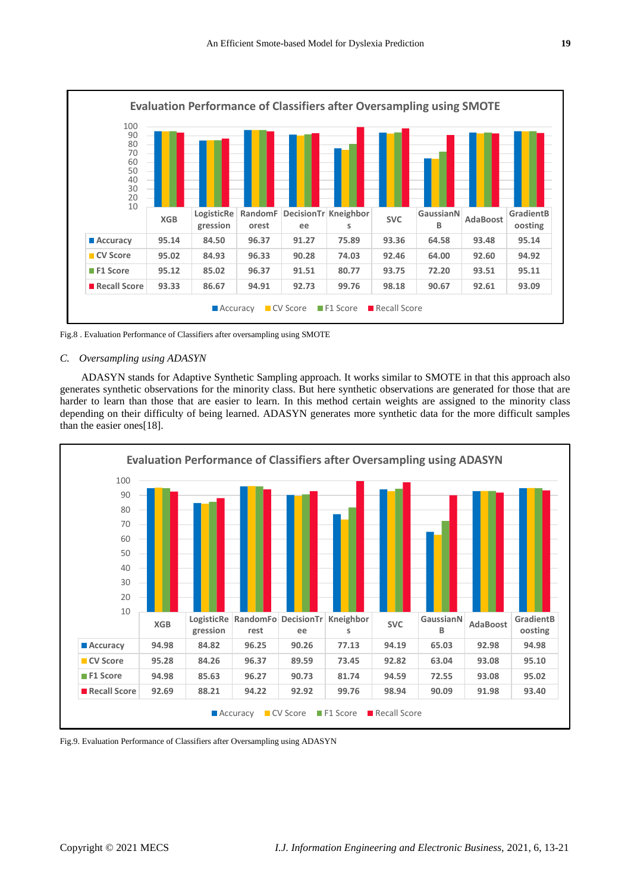**Evaluation Performance of Classifiers after Oversampling using SMOTE**

| | XGB | LogisticRegression | RandomForest | DecisionTree | Kneighbors | SVC | GaussianNB | AdaBoost | GradientBoosting |
|---|---|---|---|---|---|---|---|---|---|
| Accuracy | 95.14 | 84.50 | 96.37 | 91.27 | 75.89 | 93.36 | 64.58 | 93.48 | 95.14 |
| CV Score | 95.02 | 84.93 | 96.33 | 90.28 | 74.03 | 92.46 | 64.00 | 92.60 | 94.92 |
| F1 Score | 95.12 | 85.02 | 96.37 | 91.51 | 80.77 | 93.75 | 72.20 | 93.51 | 95.11 |
| Recall Score | 93.33 | 86.67 | 94.91 | 92.73 | 99.76 | 98.18 | 90.67 | 92.61 | 93.09 |

Fig.8 . Evaluation Performance of Classifiers after oversampling using SMOTE

### *C. Oversampling using ADASYN*

ADASYN stands for Adaptive Synthetic Sampling approach. It works similar to SMOTE in that this approach also generates synthetic observations for the minority class. But here synthetic observations are generated for those that are harder to learn than those that are easier to learn. In this method certain weights are assigned to the minority class depending on their difficulty of being learned. ADASYN generates more synthetic data for the more difficult samples than the easier ones[18].

**Evaluation Performance of Classifiers after Oversampling using ADASYN**

| | XGB | LogisticRegression | RandomForest | DecisionTree | Kneighbors | SVC | GaussianNB | AdaBoost | GradientBoosting |
|---|---|---|---|---|---|---|---|---|---|
| Accuracy | 94.98 | 84.82 | 96.25 | 90.26 | 77.13 | 94.19 | 65.03 | 92.98 | 94.98 |
| CV Score | 95.28 | 84.26 | 96.37 | 89.59 | 73.45 | 92.82 | 63.04 | 93.08 | 95.10 |
| F1 Score | 94.98 | 85.63 | 96.27 | 90.73 | 81.74 | 94.59 | 72.55 | 93.08 | 95.02 |
| Recall Score | 92.69 | 88.21 | 94.22 | 92.92 | 99.76 | 98.94 | 90.09 | 91.98 | 93.40 |

Fig.9. Evaluation Performance of Classifiers after Oversampling using ADASYN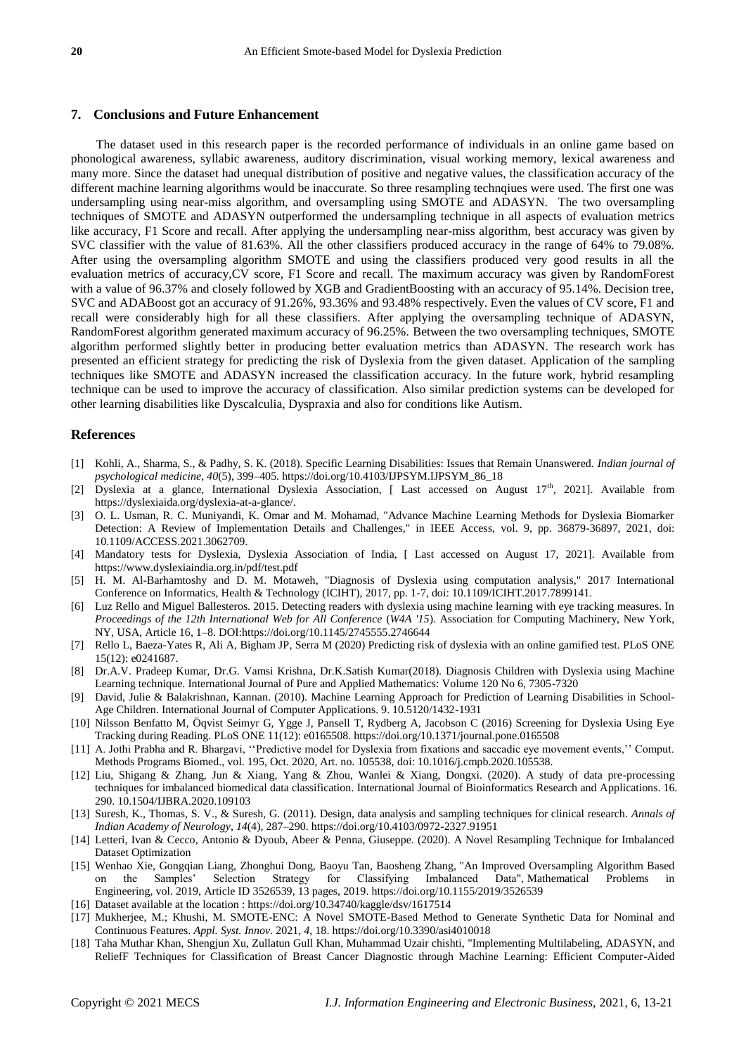## 7. Conclusions and Future Enhancement

The dataset used in this research paper is the recorded performance of individuals in an online game based on phonological awareness, syllabic awareness, auditory discrimination, visual working memory, lexical awareness and many more. Since the dataset had unequal distribution of positive and negative values, the classification accuracy of the different machine learning algorithms would be inaccurate. So three resampling technqiues were used. The first one was undersampling using near-miss algorithm, and oversampling using SMOTE and ADASYN. The two oversampling techniques of SMOTE and ADASYN outperformed the undersampling technique in all aspects of evaluation metrics like accuracy, F1 Score and recall. After applying the undersampling near-miss algorithm, best accuracy was given by SVC classifier with the value of 81.63%. All the other classifiers produced accuracy in the range of 64% to 79.08%. After using the oversampling algorithm SMOTE and using the classifiers produced very good results in all the evaluation metrics of accuracy,CV score, F1 Score and recall. The maximum accuracy was given by RandomForest with a value of 96.37% and closely followed by XGB and GradientBoosting with an accuracy of 95.14%. Decision tree, SVC and ADABoost got an accuracy of 91.26%, 93.36% and 93.48% respectively. Even the values of CV score, F1 and recall were considerably high for all these classifiers. After applying the oversampling technique of ADASYN, RandomForest algorithm generated maximum accuracy of 96.25%. Between the two oversampling techniques, SMOTE algorithm performed slightly better in producing better evaluation metrics than ADASYN. The research work has presented an efficient strategy for predicting the risk of Dyslexia from the given dataset. Application of the sampling techniques like SMOTE and ADASYN increased the classification accuracy. In the future work, hybrid resampling technique can be used to improve the accuracy of classification. Also similar prediction systems can be developed for other learning disabilities like Dyscalculia, Dyspraxia and also for conditions like Autism.

## References

[1] Kohli, A., Sharma, S., & Padhy, S. K. (2018). Specific Learning Disabilities: Issues that Remain Unanswered. *Indian journal of psychological medicine*, *40*(5), 399–405. https://doi.org/10.4103/IJPSYM.IJPSYM_86_18

[2] Dyslexia at a glance, International Dyslexia Association, [ Last accessed on August 17th, 2021]. Available from https://dyslexiaida.org/dyslexia-at-a-glance/.

[3] O. L. Usman, R. C. Muniyandi, K. Omar and M. Mohamad, "Advance Machine Learning Methods for Dyslexia Biomarker Detection: A Review of Implementation Details and Challenges," in IEEE Access, vol. 9, pp. 36879-36897, 2021, doi: 10.1109/ACCESS.2021.3062709.

[4] Mandatory tests for Dyslexia, Dyslexia Association of India, [ Last accessed on August 17, 2021]. Available from https://www.dyslexiaindia.org.in/pdf/test.pdf

[5] H. M. Al-Barhamtoshy and D. M. Motaweh, "Diagnosis of Dyslexia using computation analysis," 2017 International Conference on Informatics, Health & Technology (ICIHT), 2017, pp. 1-7, doi: 10.1109/ICIHT.2017.7899141.

[6] Luz Rello and Miguel Ballesteros. 2015. Detecting readers with dyslexia using machine learning with eye tracking measures. In *Proceedings of the 12th International Web for All Conference* (*W4A '15*). Association for Computing Machinery, New York, NY, USA, Article 16, 1–8. DOI:https://doi.org/10.1145/2745555.2746644

[7] Rello L, Baeza-Yates R, Ali A, Bigham JP, Serra M (2020) Predicting risk of dyslexia with an online gamified test. PLoS ONE 15(12): e0241687.

[8] Dr.A.V. Pradeep Kumar, Dr.G. Vamsi Krishna, Dr.K.Satish Kumar(2018). Diagnosis Children with Dyslexia using Machine Learning technique. International Journal of Pure and Applied Mathematics: Volume 120 No 6, 7305-7320

[9] David, Julie & Balakrishnan, Kannan. (2010). Machine Learning Approach for Prediction of Learning Disabilities in School-Age Children. International Journal of Computer Applications. 9. 10.5120/1432-1931

[10] Nilsson Benfatto M, Öqvist Seimyr G, Ygge J, Pansell T, Rydberg A, Jacobson C (2016) Screening for Dyslexia Using Eye Tracking during Reading. PLoS ONE 11(12): e0165508. https://doi.org/10.1371/journal.pone.0165508

[11] A. Jothi Prabha and R. Bhargavi, ''Predictive model for Dyslexia from fixations and saccadic eye movement events,'' Comput. Methods Programs Biomed., vol. 195, Oct. 2020, Art. no. 105538, doi: 10.1016/j.cmpb.2020.105538.

[12] Liu, Shigang & Zhang, Jun & Xiang, Yang & Zhou, Wanlei & Xiang, Dongxi. (2020). A study of data pre-processing techniques for imbalanced biomedical data classification. International Journal of Bioinformatics Research and Applications. 16. 290. 10.1504/IJBRA.2020.109103

[13] Suresh, K., Thomas, S. V., & Suresh, G. (2011). Design, data analysis and sampling techniques for clinical research. *Annals of Indian Academy of Neurology*, *14*(4), 287–290. https://doi.org/10.4103/0972-2327.91951

[14] Letteri, Ivan & Cecco, Antonio & Dyoub, Abeer & Penna, Giuseppe. (2020). A Novel Resampling Technique for Imbalanced Dataset Optimization

[15] Wenhao Xie, Gongqian Liang, Zhonghui Dong, Baoyu Tan, Baosheng Zhang, "An Improved Oversampling Algorithm Based on the Samples' Selection Strategy for Classifying Imbalanced Data", Mathematical Problems in Engineering, vol. 2019, Article ID 3526539, 13 pages, 2019. https://doi.org/10.1155/2019/3526539

[16] Dataset available at the location : https://doi.org/10.34740/kaggle/dsv/1617514

[17] Mukherjee, M.; Khushi, M. SMOTE-ENC: A Novel SMOTE-Based Method to Generate Synthetic Data for Nominal and Continuous Features. *Appl. Syst. Innov.* 2021, *4*, 18. https://doi.org/10.3390/asi4010018

[18] Taha Muthar Khan, Shengjun Xu, Zullatun Gull Khan, Muhammad Uzair chishti, "Implementing Multilabeling, ADASYN, and ReliefF Techniques for Classification of Breast Cancer Diagnostic through Machine Learning: Efficient Computer-Aided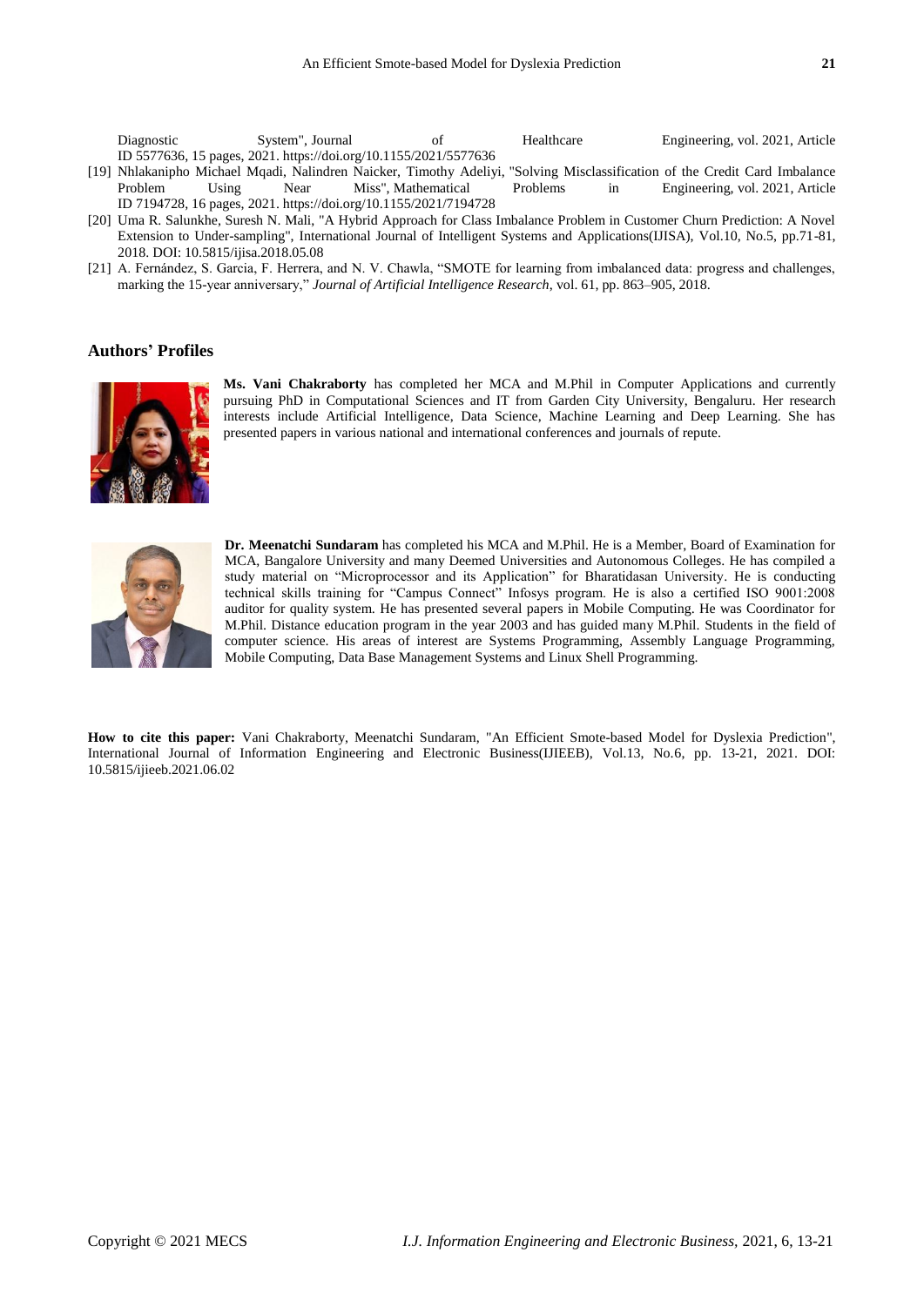Diagnostic System", Journal of Healthcare Engineering, vol. 2021, Article ID 5577636, 15 pages, 2021. https://doi.org/10.1155/2021/5577636

[19] Nhlakanipho Michael Mqadi, Nalindren Naicker, Timothy Adeliyi, "Solving Misclassification of the Credit Card Imbalance Problem Using Near Miss", Mathematical Problems in Engineering, vol. 2021, Article ID 7194728, 16 pages, 2021. https://doi.org/10.1155/2021/7194728

[20] Uma R. Salunkhe, Suresh N. Mali, "A Hybrid Approach for Class Imbalance Problem in Customer Churn Prediction: A Novel Extension to Under-sampling", International Journal of Intelligent Systems and Applications(IJISA), Vol.10, No.5, pp.71-81, 2018. DOI: 10.5815/ijisa.2018.05.08

[21] A. Fernández, S. Garcia, F. Herrera, and N. V. Chawla, "SMOTE for learning from imbalanced data: progress and challenges, marking the 15-year anniversary," *Journal of Artificial Intelligence Research*, vol. 61, pp. 863–905, 2018.

## Authors' Profiles

**Ms. Vani Chakraborty** has completed her MCA and M.Phil in Computer Applications and currently pursuing PhD in Computational Sciences and IT from Garden City University, Bengaluru. Her research interests include Artificial Intelligence, Data Science, Machine Learning and Deep Learning. She has presented papers in various national and international conferences and journals of repute.

**Dr. Meenatchi Sundaram** has completed his MCA and M.Phil. He is a Member, Board of Examination for MCA, Bangalore University and many Deemed Universities and Autonomous Colleges. He has compiled a study material on "Microprocessor and its Application" for Bharatidasan University. He is conducting technical skills training for "Campus Connect" Infosys program. He is also a certified ISO 9001:2008 auditor for quality system. He has presented several papers in Mobile Computing. He was Coordinator for M.Phil. Distance education program in the year 2003 and has guided many M.Phil. Students in the field of computer science. His areas of interest are Systems Programming, Assembly Language Programming, Mobile Computing, Data Base Management Systems and Linux Shell Programming.

**How to cite this paper:** Vani Chakraborty, Meenatchi Sundaram, "An Efficient Smote-based Model for Dyslexia Prediction", International Journal of Information Engineering and Electronic Business(IJIEEB), Vol.13, No.6, pp. 13-21, 2021. DOI: 10.5815/ijieeb.2021.06.02